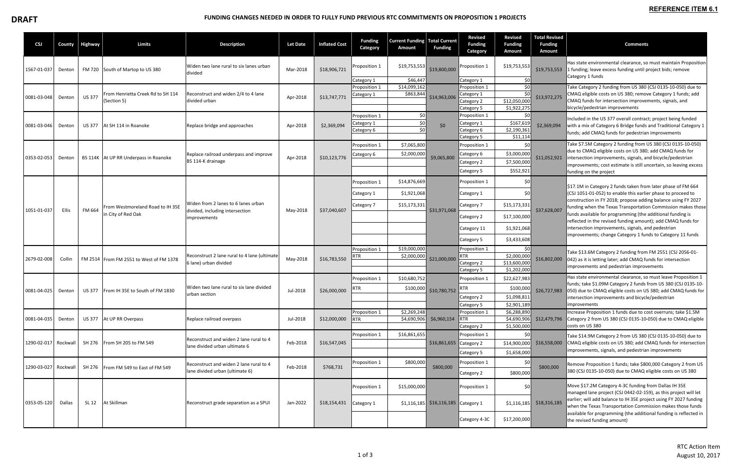**DRAFT**

**REFERENCE ITEM 6.1**

# FUNDING CHANGES NEEDED IN ORDER TO FULLY FUND PREVIOUS RTC COMMITMENTS ON PROPOSITION 1 PROJECTS

| CSJ | County | Highway | Limits | Description | Let Date | Inflated Cost | Funding Category | Current Funding Amount | Total Current Funding | Revised Funding Category | Revised Funding Amount | Total Revised Funding Amount | Comments |
|---|---|---|---|---|---|---|---|---|---|---|---|---|---|
| 1567-01-037 | Denton | FM 720 | South of Martop to US 380 | Widen two lane rural to six lanes urban divided | Mar-2018 | $18,906,721 | Proposition 1 | $19,753,553 | $19,800,000 | Proposition 1 | $19,753,553 | $19,753,553 | Has state environmental clearance, so must maintain Proposition 1 funding; leave excess funding until project bids; remove Category 1 funds |
| | | | | | | | Category 1 | $46,447 | | Category 1 | $0 | | |
| 0081-03-048 | Denton | US 377 | From Henrietta Creek Rd to SH 114 (Section 5) | Reconstruct and widen 2/4 to 4 lane divided urban | Apr-2018 | $13,747,771 | Proposition 1 | $14,099,162 | $14,963,006 | Proposition 1 | $0 | $13,972,275 | Take Category 2 funding from US 380 (CSJ 0135-10-050) due to CMAQ eligible costs on US 380; remove Category 1 funds; add CMAQ funds for intersection improvements, signals, and bicycle/pedestrian improvements |
| | | | | | | | Category 1 | $863,844 | | Category 1 | $0 | | |
| | | | | | | | | | | Category 2 | $12,050,000 | | |
| | | | | | | | | | | Category 5 | $1,922,275 | | |
| 0081-03-046 | Denton | US 377 | At SH 114 in Roanoke | Replace bridge and approaches | Apr-2018 | $2,369,094 | Proposition 1 | $0 | $0 | Proposition 1 | $0 | $2,369,094 | Included in the US 377 overall contract; project being funded with a mix of Category 6 Bridge funds and Traditional Category 1 funds; add CMAQ funds for pedestrian improvements |
| | | | | | | | Category 1 | $0 | | Category 1 | $167,619 | | |
| | | | | | | | Category 6 | $0 | | Category 6 | $2,190,361 | | |
| | | | | | | | | | | Category 5 | $11,114 | | |
| 0353-02-053 | Denton | BS 114K | At UP RR Underpass in Roanoke | Replace railroad underpass and improve BS 114-K drainage | Apr-2018 | $10,123,776 | Proposition 1 | $7,065,800 | $9,065,800 | Proposition 1 | $0 | $11,052,921 | Take $7.5M Category 2 funding from US 380 (CSJ 0135-10-050) due to CMAQ eligible costs on US 380; add CMAQ funds for intersection improvements, signals, and bicycle/pedestrian improvements; cost estimate is still uncertain, so leaving excess funding on the project |
| | | | | | | | Category 6 | $2,000,000 | | Category 6 | $3,000,000 | | |
| | | | | | | | | | | Category 2 | $7,500,000 | | |
| | | | | | | | | | | Category 5 | $552,921 | | |
| 1051-01-037 | Ellis | FM 664 | From Westmoreland Road to IH 35E in City of Red Oak | Widen from 2 lanes to 6 lanes urban divided, including intersection improvements | May-2018 | $37,040,607 | Proposition 1 | $14,876,669 | $31,971,068 | Proposition 1 | $0 | $37,628,007 | $17.1M in Category 2 funds taken from later phase of FM 664 (CSJ 1051-01-052) to enable this earlier phase to proceed to construction in FY 2018; propose adding balance using FY 2027 funding when the Texas Transportation Commission makes those funds available for programming (the additional funding is reflected in the revised funding amount); add CMAQ funds for intersection improvements, signals, and pedestrian improvements; change Category 1 funds to Category 11 funds |
| | | | | | | | Category 1 | $1,921,068 | | Category 1 | $0 | | |
| | | | | | | | Category 7 | $15,173,331 | | Category 7 | $15,173,331 | | |
| | | | | | | | | | | Category 2 | $17,100,000 | | |
| | | | | | | | | | | Category 11 | $1,921,068 | | |
| | | | | | | | | | | Category 5 | $3,433,608 | | |
| 2679-02-008 | Collin | FM 2514 | From FM 2551 to West of FM 1378 | Reconstruct 2 lane rural to 4 lane (ultimate 6 lane) urban divided | May-2018 | $16,783,550 | Proposition 1 | $19,000,000 | $21,000,000 | Proposition 1 | $0 | $16,802,000 | Take $13.6M Category 2 funding from FM 2551 (CSJ 2056-01-042) as it is letting later; add CMAQ funds for intersection improvements and pedestrian improvements |
| | | | | | | | RTR | $2,000,000 | | RTR | $2,000,000 | | |
| | | | | | | | | | | Category 2 | $13,600,000 | | |
| | | | | | | | | | | Category 5 | $1,202,000 | | |
| 0081-04-025 | Denton | US 377 | From IH 35E to South of FM 1830 | Widen two lane rural to six lane divided urban section | Jul-2018 | $26,000,000 | Proposition 1 | $10,680,752 | $10,780,752 | Proposition 1 | $22,627,983 | $26,727,983 | Has state environmental clearance, so must leave Proposition 1 funds; take $1.09M Category 2 funds from US 380 (CSJ 0135-10-050) due to CMAQ eligible costs on US 380; add CMAQ funds for intersection improvements and bicycle/pedestrian improvements |
| | | | | | | | RTR | $100,000 | | RTR | $100,000 | | |
| | | | | | | | | | | Category 2 | $1,098,811 | | |
| | | | | | | | | | | Category 5 | $2,901,189 | | |
| 0081-04-035 | Denton | US 377 | At UP RR Overpass | Replace railroad overpass | Jul-2018 | $12,000,000 | Proposition 1 | $2,269,248 | $6,960,154 | Proposition 1 | $6,288,890 | $12,479,796 | Increase Proposition 1 funds due to cost overruns; take $1.5M Category 2 from US 380 (CSJ 0135-10-050) due to CMAQ eligible costs on US 380 |
| | | | | | | | RTR | $4,690,906 | | RTR | $4,690,906 | | |
| | | | | | | | | | | Category 2 | $1,500,000 | | |
| 1290-02-017 | Rockwall | SH 276 | From SH 205 to FM 549 | Reconstruct and widen 2 lane rural to 4 lane divided urban ultimate 6 | Feb-2018 | $16,547,045 | Proposition 1 | $16,861,655 | $16,861,655 | Proposition 1 | $0 | $16,558,000 | Take $14.9M Category 2 from US 380 (CSJ 0135-10-050) due to CMAQ eligible costs on US 380; add CMAQ funds for intersection improvements, signals, and pedestrian improvements |
| | | | | | | | | | | Category 2 | $14,900,000 | | |
| | | | | | | | | | | Category 5 | $1,658,000 | | |
| 1290-03-027 | Rockwall | SH 276 | From FM 549 to East of FM 549 | Reconstruct and widen 2 lane rural to 4 lane divided urban (ultimate 6) | Feb-2018 | $768,731 | Proposition 1 | $800,000 | $800,000 | Proposition 1 | $0 | $800,000 | Remove Proposition 1 funds; take $800,000 Category 2 from US 380 (CSJ 0135-10-050) due to CMAQ eligible costs on US 380 |
| | | | | | | | | | | Category 2 | $800,000 | | |
| 0353-05-120 | Dallas | SL 12 | At Skillman | Reconstruct grade separation as a SPUI | Jan-2022 | $18,154,431 | Proposition 1 | $15,000,000 | $16,116,185 | Proposition 1 | $0 | $18,316,185 | Move $17.2M Category 4-3C funding from Dallas IH 35E managed lane project (CSJ 0442-02-159), as this project will let earlier; will add balance to IH 35E project using FY 2027 funding when the Texas Transportation Commission makes those funds available for programming (the additional funding is reflected in the revised funding amount) |
| | | | | | | | Category 1 | $1,116,185 | | Category 1 | $1,116,185 | | |
| | | | | | | | | | | Category 4-3C | $17,200,000 | | |

RTC Action Item
August 10, 2017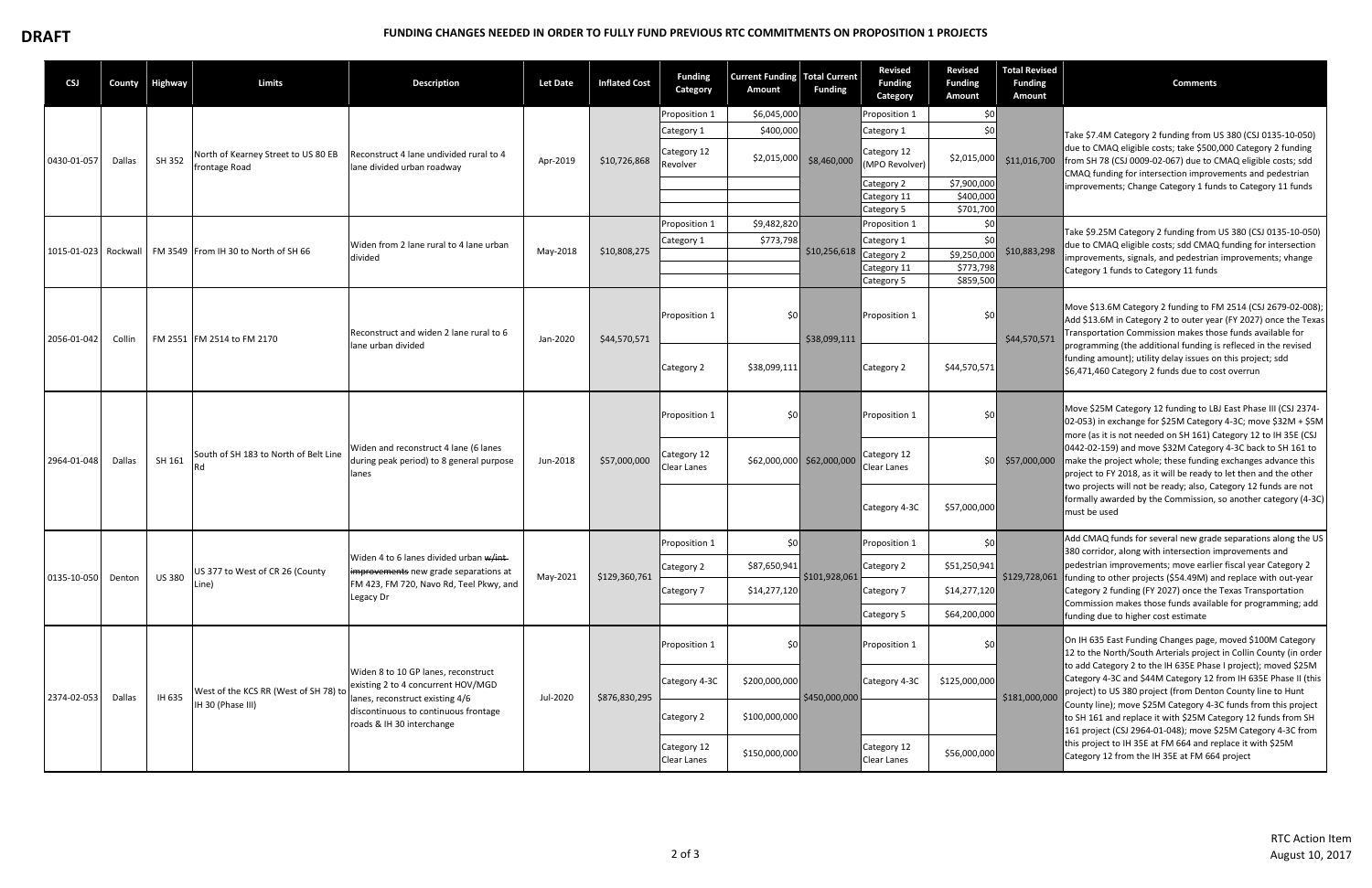**DRAFT**

# FUNDING CHANGES NEEDED IN ORDER TO FULLY FUND PREVIOUS RTC COMMITMENTS ON PROPOSITION 1 PROJECTS

| CSJ | County | Highway | Limits | Description | Let Date | Inflated Cost | Funding Category | Current Funding Amount | Total Current Funding | Revised Funding Category | Revised Funding Amount | Total Revised Funding Amount | Comments |
|---|---|---|---|---|---|---|---|---|---|---|---|---|---|
| 0430-01-057 | Dallas | SH 352 | North of Kearney Street to US 80 EB frontage Road | Reconstruct 4 lane undivided rural to 4 lane divided urban roadway | Apr-2019 | $10,726,868 | Proposition 1 | $6,045,000 | $8,460,000 | Proposition 1 | $0 | $11,016,700 | Take $7.4M Category 2 funding from US 380 (CSJ 0135-10-050) due to CMAQ eligible costs; take $500,000 Category 2 funding from SH 78 (CSJ 0009-02-067) due to CMAQ eligible costs; sdd CMAQ funding for intersection improvements and pedestrian improvements; Change Category 1 funds to Category 11 funds |
| | | | | | | | Category 1 | $400,000 | | Category 1 | $0 | | |
| | | | | | | | Category 12 Revolver | $2,015,000 | | Category 12 (MPO Revolver) | $2,015,000 | | |
| | | | | | | | | | | Category 2 | $7,900,000 | | |
| | | | | | | | | | | Category 11 | $400,000 | | |
| | | | | | | | | | | Category 5 | $701,700 | | |
| 1015-01-023 | Rockwall | FM 3549 | From IH 30 to North of SH 66 | Widen from 2 lane rural to 4 lane urban divided | May-2018 | $10,808,275 | Proposition 1 | $9,482,820 | $10,256,618 | Proposition 1 | $0 | $10,883,298 | Take $9.25M Category 2 funding from US 380 (CSJ 0135-10-050) due to CMAQ eligible costs; sdd CMAQ funding for intersection improvements, signals, and pedestrian improvements; vhange Category 1 funds to Category 11 funds |
| | | | | | | | Category 1 | $773,798 | | Category 1 | $0 | | |
| | | | | | | | | | | Category 2 | $9,250,000 | | |
| | | | | | | | | | | Category 11 | $773,798 | | |
| | | | | | | | | | | Category 5 | $859,500 | | |
| 2056-01-042 | Collin | FM 2551 | FM 2514 to FM 2170 | Reconstruct and widen 2 lane rural to 6 lane urban divided | Jan-2020 | $44,570,571 | Proposition 1 | $0 | $38,099,111 | Proposition 1 | $0 | $44,570,571 | Move $13.6M Category 2 funding to FM 2514 (CSJ 2679-02-008); Add $13.6M in Category 2 to outer year (FY 2027) once the Texas Transportation Commission makes those funds available for programming (the additional funding is refleced in the revised funding amount); utility delay issues on this project; sdd $6,471,460 Category 2 funds due to cost overrun |
| | | | | | | | Category 2 | $38,099,111 | | Category 2 | $44,570,571 | | |
| 2964-01-048 | Dallas | SH 161 | South of SH 183 to North of Belt Line Rd | Widen and reconstruct 4 lane (6 lanes during peak period) to 8 general purpose lanes | Jun-2018 | $57,000,000 | Proposition 1 | $0 | $62,000,000 | Proposition 1 | $0 | $57,000,000 | Move $25M Category 12 funding to LBJ East Phase III (CSJ 2374-02-053) in exchange for $25M Category 4-3C; move $32M + $5M more (as it is not needed on SH 161) Category 12 to IH 35E (CSJ 0442-02-159) and move $32M Category 4-3C back to SH 161 to make the project whole; these funding exchanges advance this project to FY 2018, as it will be ready to let then and the other two projects will not be ready; also, Category 12 funds are not formally awarded by the Commission, so another category (4-3C) must be used |
| | | | | | | | Category 12 Clear Lanes | $62,000,000 | | Category 12 Clear Lanes | $0 | | |
| | | | | | | | | | | Category 4-3C | $57,000,000 | | |
| 0135-10-050 | Denton | US 380 | US 377 to West of CR 26 (County Line) | Widen 4 to 6 lanes divided urban ~~w/int improvements~~ new grade separations at FM 423, FM 720, Navo Rd, Teel Pkwy, and Legacy Dr | May-2021 | $129,360,761 | Proposition 1 | $0 | $101,928,061 | Proposition 1 | $0 | $129,728,061 | Add CMAQ funds for several new grade separations along the US 380 corridor, along with intersection improvements and pedestrian improvements; move earlier fiscal year Category 2 funding to other projects ($54.49M) and replace with out-year Category 2 funding (FY 2027) once the Texas Transportation Commission makes those funds available for programming; add funding due to higher cost estimate |
| | | | | | | | Category 2 | $87,650,941 | | Category 2 | $51,250,941 | | |
| | | | | | | | Category 7 | $14,277,120 | | Category 7 | $14,277,120 | | |
| | | | | | | | | | | Category 5 | $64,200,000 | | |
| 2374-02-053 | Dallas | IH 635 | West of the KCS RR (West of SH 78) to IH 30 (Phase III) | Widen 8 to 10 GP lanes, reconstruct existing 2 to 4 concurrent HOV/MGD lanes, reconstruct existing 4/6 discontinuous to continuous frontage roads & IH 30 interchange | Jul-2020 | $876,830,295 | Proposition 1 | $0 | $450,000,000 | Proposition 1 | $0 | $181,000,000 | On IH 635 East Funding Changes page, moved $100M Category 12 to the North/South Arterials project in Collin County (in order to add Category 2 to the IH 635E Phase I project); moved $25M Category 4-3C and $44M Category 12 from IH 635E Phase II (this project) to US 380 project (from Denton County line to Hunt County line); move $25M Category 4-3C funds from this project to SH 161 and replace it with $25M Category 12 funds from SH 161 project (CSJ 2964-01-048); move $25M Category 4-3C from this project to IH 35E at FM 664 and replace it with $25M Category 12 from the IH 35E at FM 664 project |
| | | | | | | | Category 4-3C | $200,000,000 | | Category 4-3C | $125,000,000 | | |
| | | | | | | | Category 2 | $100,000,000 | | | | | |
| | | | | | | | Category 12 Clear Lanes | $150,000,000 | | Category 12 Clear Lanes | $56,000,000 | | |

RTC Action Item
August 10, 2017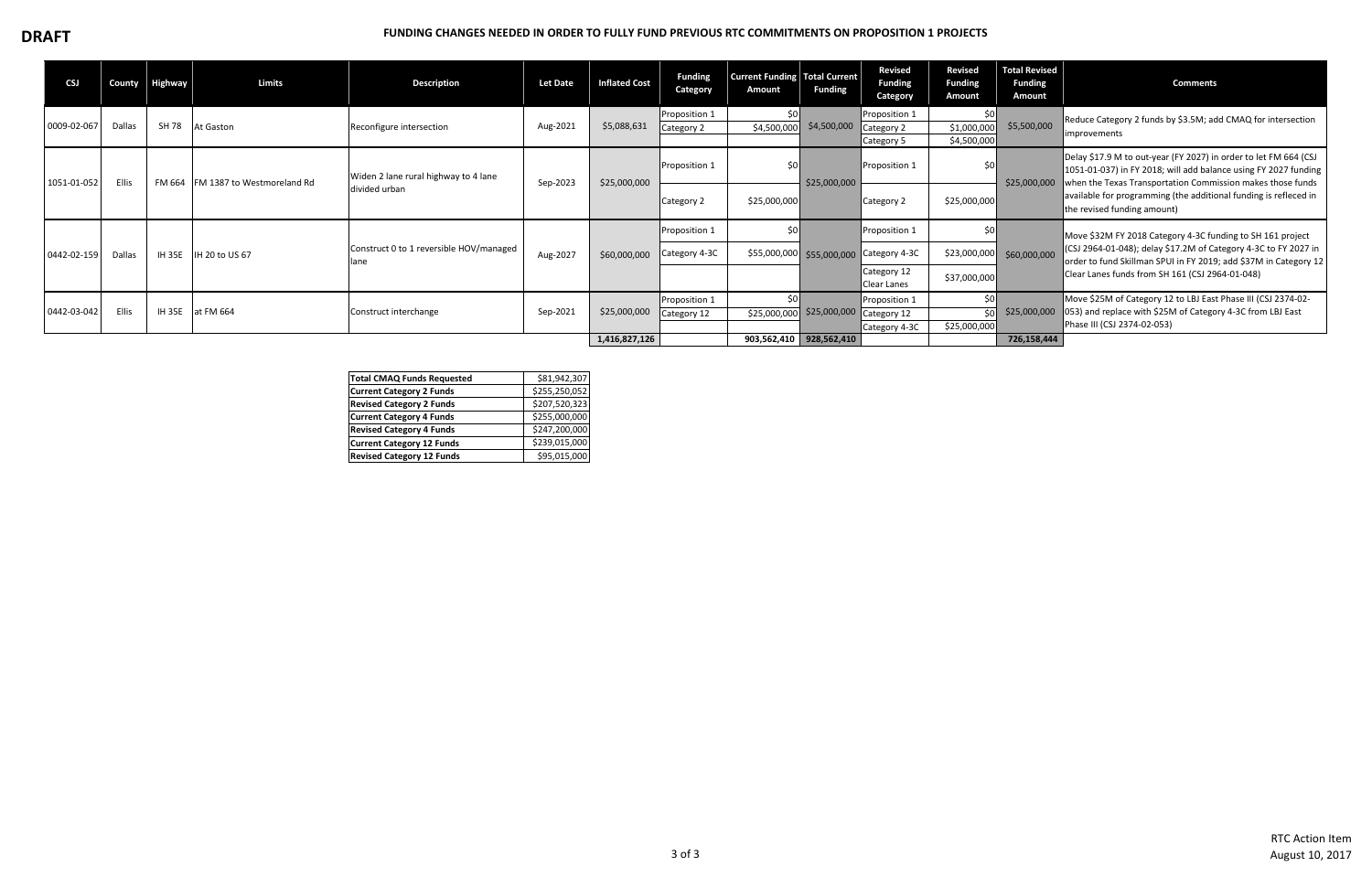**DRAFT**

## FUNDING CHANGES NEEDED IN ORDER TO FULLY FUND PREVIOUS RTC COMMITMENTS ON PROPOSITION 1 PROJECTS

| CSJ | County | Highway | Limits | Description | Let Date | Inflated Cost | Funding Category | Current Funding Amount | Total Current Funding | Revised Funding Category | Revised Funding Amount | Total Revised Funding Amount | Comments |
|---|---|---|---|---|---|---|---|---|---|---|---|---|---|
| 0009-02-067 | Dallas | SH 78 | At Gaston | Reconfigure intersection | Aug-2021 | $5,088,631 | Proposition 1 | $0 | $4,500,000 | Proposition 1 | $0 | $5,500,000 | Reduce Category 2 funds by $3.5M; add CMAQ for intersection improvements |
| | | | | | | | Category 2 | $4,500,000 | | Category 2 | $1,000,000 | | |
| | | | | | | | | | | Category 5 | $4,500,000 | | |
| 1051-01-052 | Ellis | FM 664 | FM 1387 to Westmoreland Rd | Widen 2 lane rural highway to 4 lane divided urban | Sep-2023 | $25,000,000 | Proposition 1 | $0 | $25,000,000 | Proposition 1 | $0 | $25,000,000 | Delay $17.9 M to out-year (FY 2027) in order to let FM 664 (CSJ 1051-01-037) in FY 2018; will add balance using FY 2027 funding when the Texas Transportation Commission makes those funds available for programming (the additional funding is refleced in the revised funding amount) |
| | | | | | | | Category 2 | $25,000,000 | | Category 2 | $25,000,000 | | |
| 0442-02-159 | Dallas | IH 35E | IH 20 to US 67 | Construct 0 to 1 reversible HOV/managed lane | Aug-2027 | $60,000,000 | Proposition 1 | $0 | $55,000,000 | Proposition 1 | $0 | $60,000,000 | Move $32M FY 2018 Category 4-3C funding to SH 161 project (CSJ 2964-01-048); delay $17.2M of Category 4-3C to FY 2027 in order to fund Skillman SPUI in FY 2019; add $37M in Category 12 Clear Lanes funds from SH 161 (CSJ 2964-01-048) |
| | | | | | | | Category 4-3C | $55,000,000 | | Category 4-3C | $23,000,000 | | |
| | | | | | | | | | | Category 12 Clear Lanes | $37,000,000 | | |
| 0442-03-042 | Ellis | IH 35E | at FM 664 | Construct interchange | Sep-2021 | $25,000,000 | Proposition 1 | $0 | $25,000,000 | Proposition 1 | $0 | $25,000,000 | Move $25M of Category 12 to LBJ East Phase III (CSJ 2374-02-053) and replace with $25M of Category 4-3C from LBJ East Phase III (CSJ 2374-02-053) |
| | | | | | | | Category 12 | $25,000,000 | | Category 12 | $0 | | |
| | | | | | | | | | | Category 4-3C | $25,000,000 | | |
| | | | | | | 1,416,827,126 | | 903,562,410 | 928,562,410 | | | 726,158,444 | |

| | |
|---|---|
| **Total CMAQ Funds Requested** | $81,942,307 |
| **Current Category 2 Funds** | $255,250,052 |
| **Revised Category 2 Funds** | $207,520,323 |
| **Current Category 4 Funds** | $255,000,000 |
| **Revised Category 4 Funds** | $247,200,000 |
| **Current Category 12 Funds** | $239,015,000 |
| **Revised Category 12 Funds** | $95,015,000 |

RTC Action Item
August 10, 2017